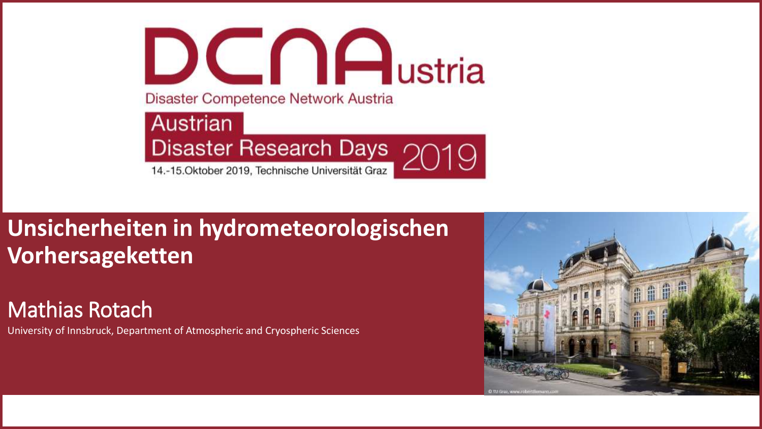DCNAustria

Disaster Competence Network Austria

Austrian Disaster Research Days 2019

14.-15.Oktober 2019, Technische Universität Graz

# Unsicherheiten in hydrometeorologischen Vorhersageketten

## Mathias Rotach

University of Innsbruck, Department of Atmospheric and Cryospheric Sciences

© TU Graz, www.robertlillemann.com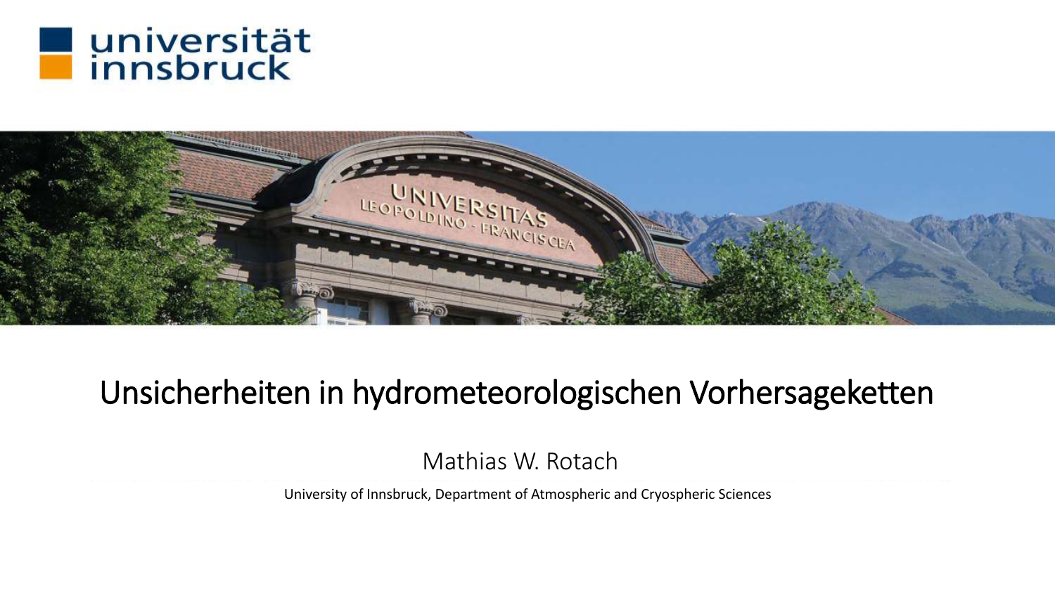universität innsbruck

# Unsicherheiten in hydrometeorologischen Vorhersageketten

Mathias W. Rotach

University of Innsbruck, Department of Atmospheric and Cryospheric Sciences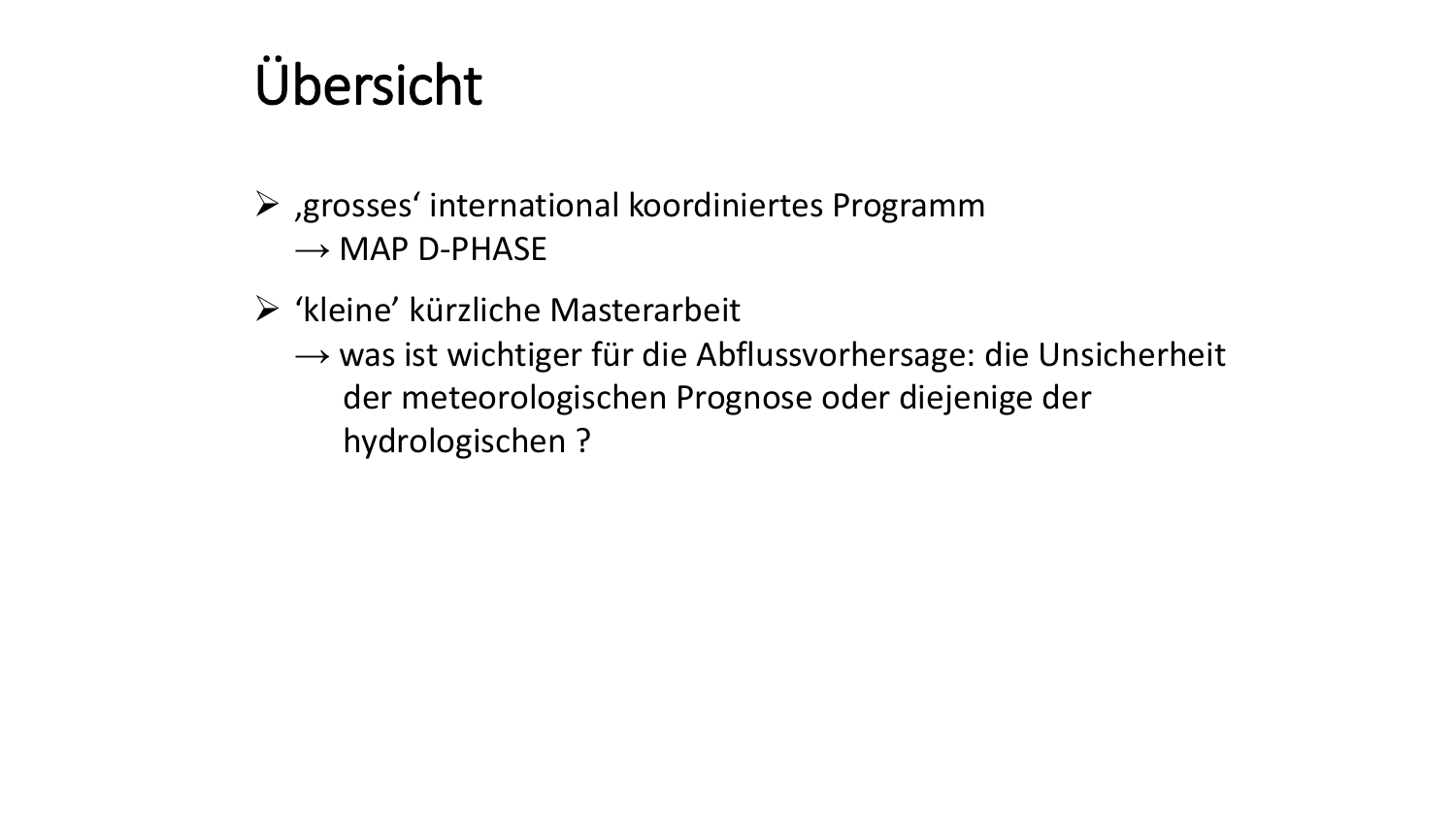# Übersicht

- ‚grosses' international koordiniertes Programm
  → MAP D-PHASE
- 'kleine' kürzliche Masterarbeit
  → was ist wichtiger für die Abflussvorhersage: die Unsicherheit der meteorologischen Prognose oder diejenige der hydrologischen ?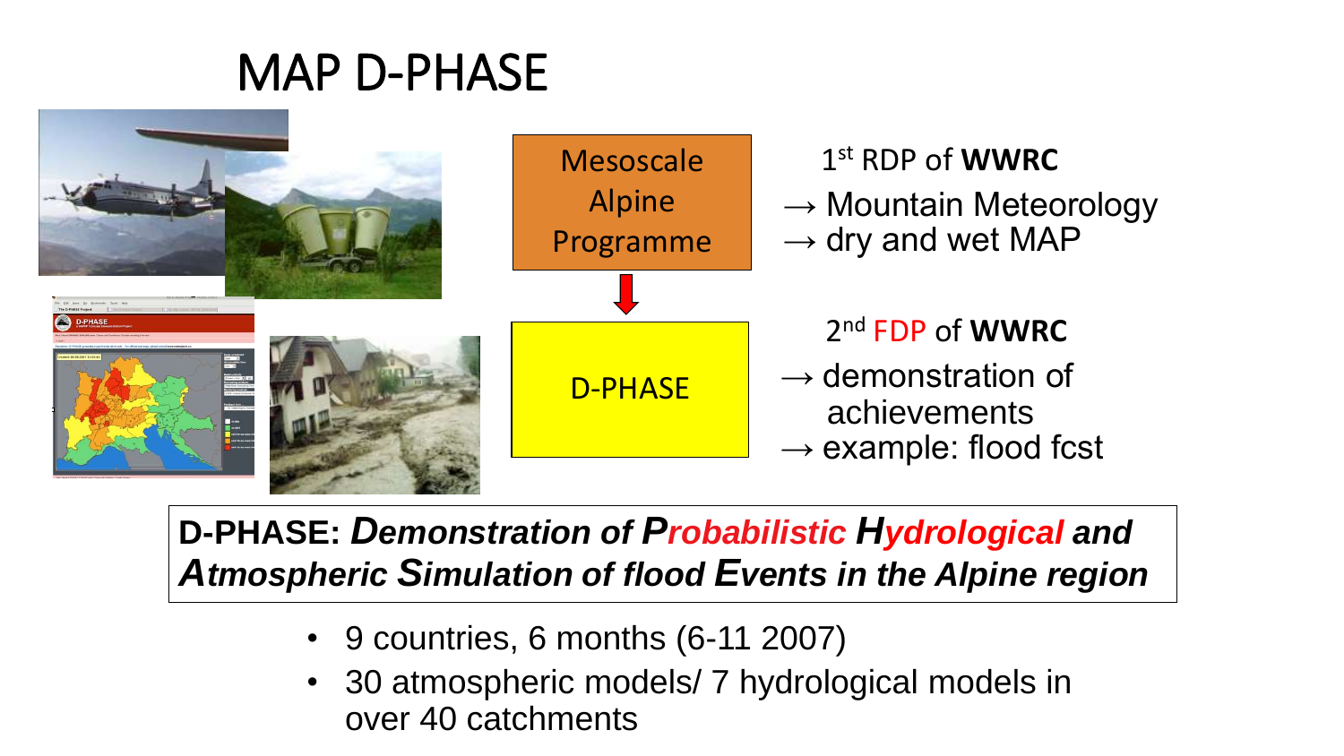# MAP D-PHASE

Mesoscale Alpine Programme

1st RDP of **WWRC**

→ Mountain Meteorology

→ dry and wet MAP

D-PHASE

2nd FDP of **WWRC**

→ demonstration of achievements

→ example: flood fcst

**D-PHASE: *Demonstration of Probabilistic Hydrological and Atmospheric Simulation of flood Events in the Alpine region***

- 9 countries, 6 months (6-11 2007)
- 30 atmospheric models/ 7 hydrological models in over 40 catchments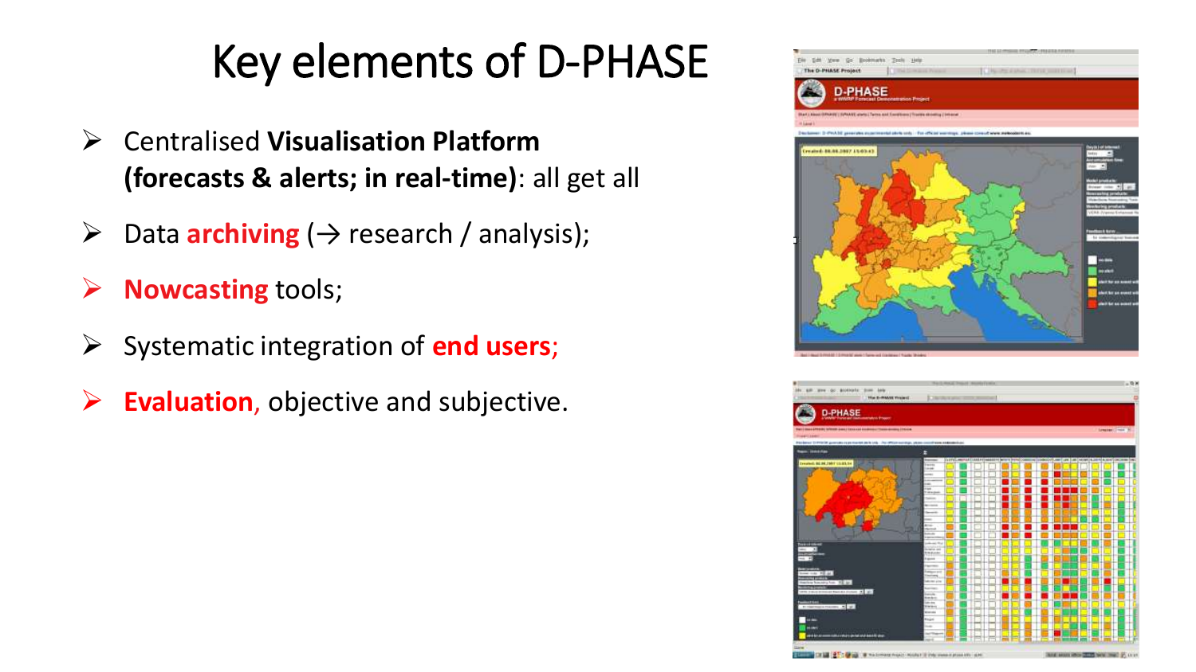# Key elements of D-PHASE

- Centralised **Visualisation Platform (forecasts & alerts; in real-time)**: all get all
- Data **archiving** (→ research / analysis);
- **Nowcasting** tools;
- Systematic integration of **end users**;
- **Evaluation**, objective and subjective.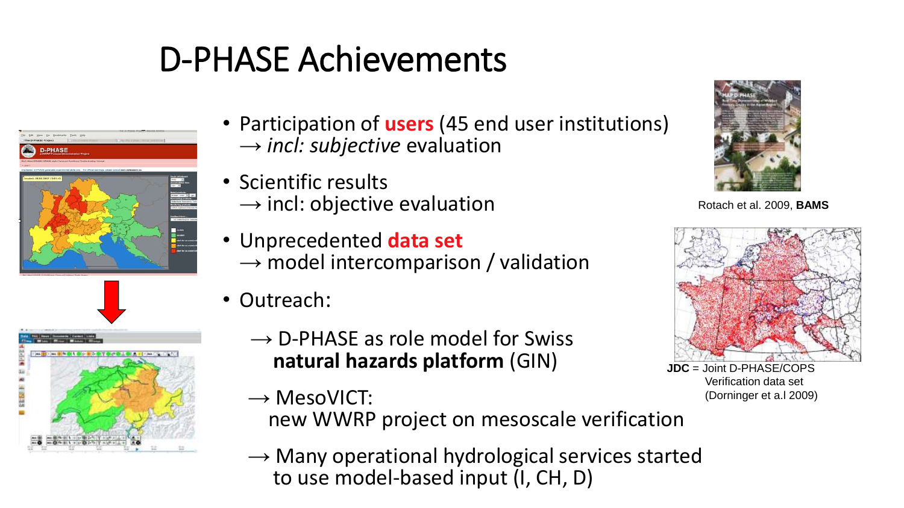# D-PHASE Achievements

- Participation of **users** (45 end user institutions)
  → *incl: subjective* evaluation
- Scientific results
  → incl: objective evaluation
- Unprecedented **data set**
  → model intercomparison / validation
- Outreach:
  - → D-PHASE as role model for Swiss **natural hazards platform** (GIN)
  - → MesoVICT: new WWRP project on mesoscale verification
  - → Many operational hydrological services started to use model-based input (I, CH, D)

Rotach et al. 2009, **BAMS**

**JDC** = Joint D-PHASE/COPS Verification data set (Dorninger et a.l 2009)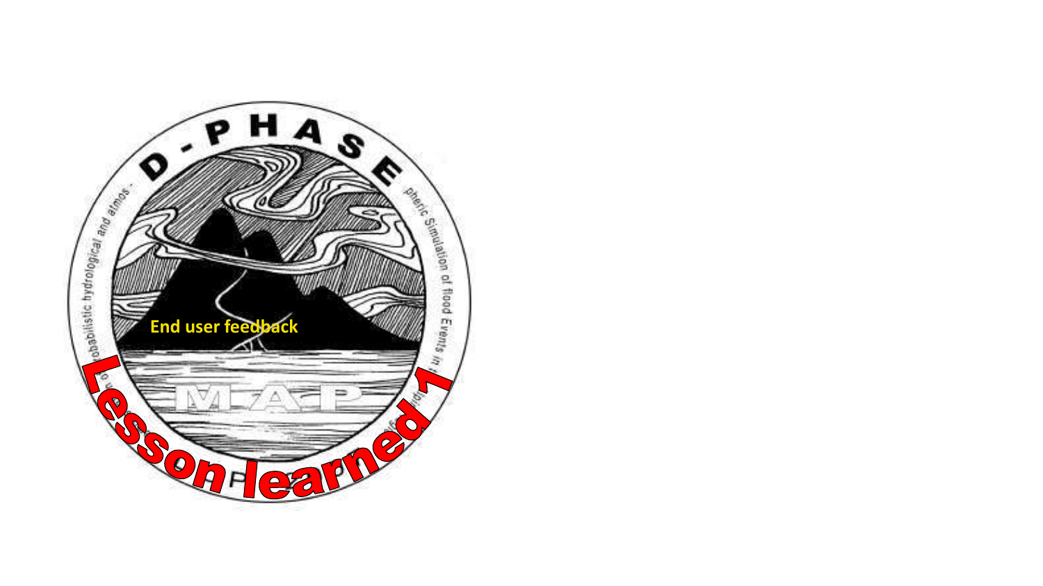End user feedback

Lesson learned 1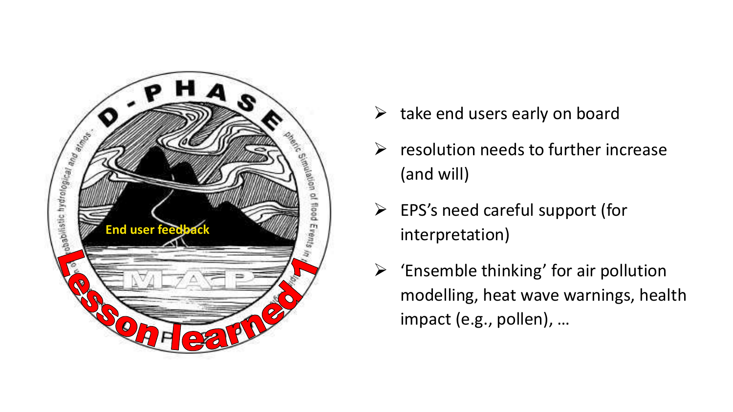**End user feedback**

**Lesson learned 1**

- take end users early on board
- resolution needs to further increase (and will)
- EPS's need careful support (for interpretation)
- 'Ensemble thinking' for air pollution modelling, heat wave warnings, health impact (e.g., pollen), …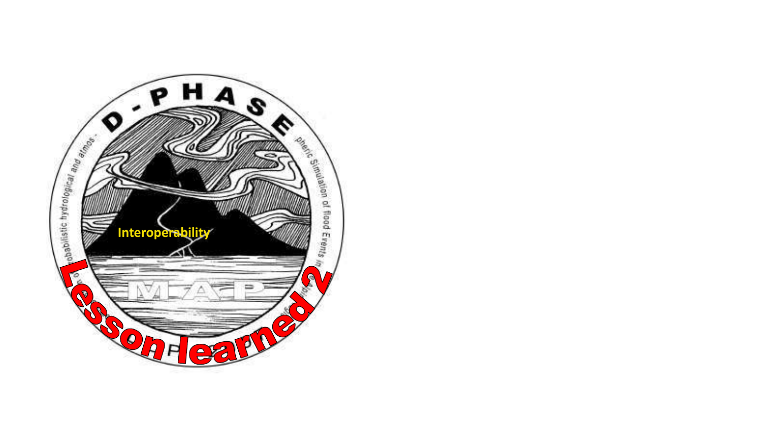# Lesson learned 2

Interoperability

D-PHASE

Demonstration of probabilistic hydrological and atmospheric Simulation of flood Events in the Alpine region

MAP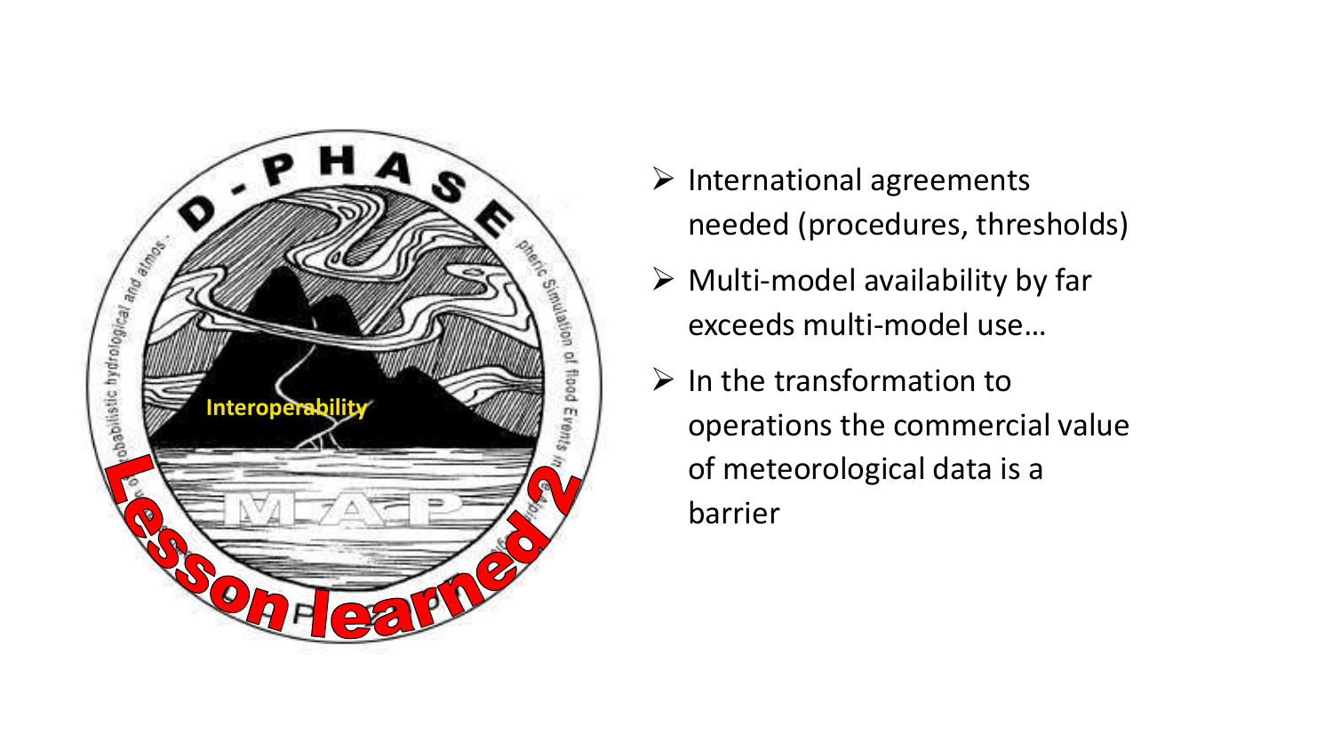D-PHASE

Interoperability

Lesson learned 2

- International agreements needed (procedures, thresholds)
- Multi-model availability by far exceeds multi-model use…
- In the transformation to operations the commercial value of meteorological data is a barrier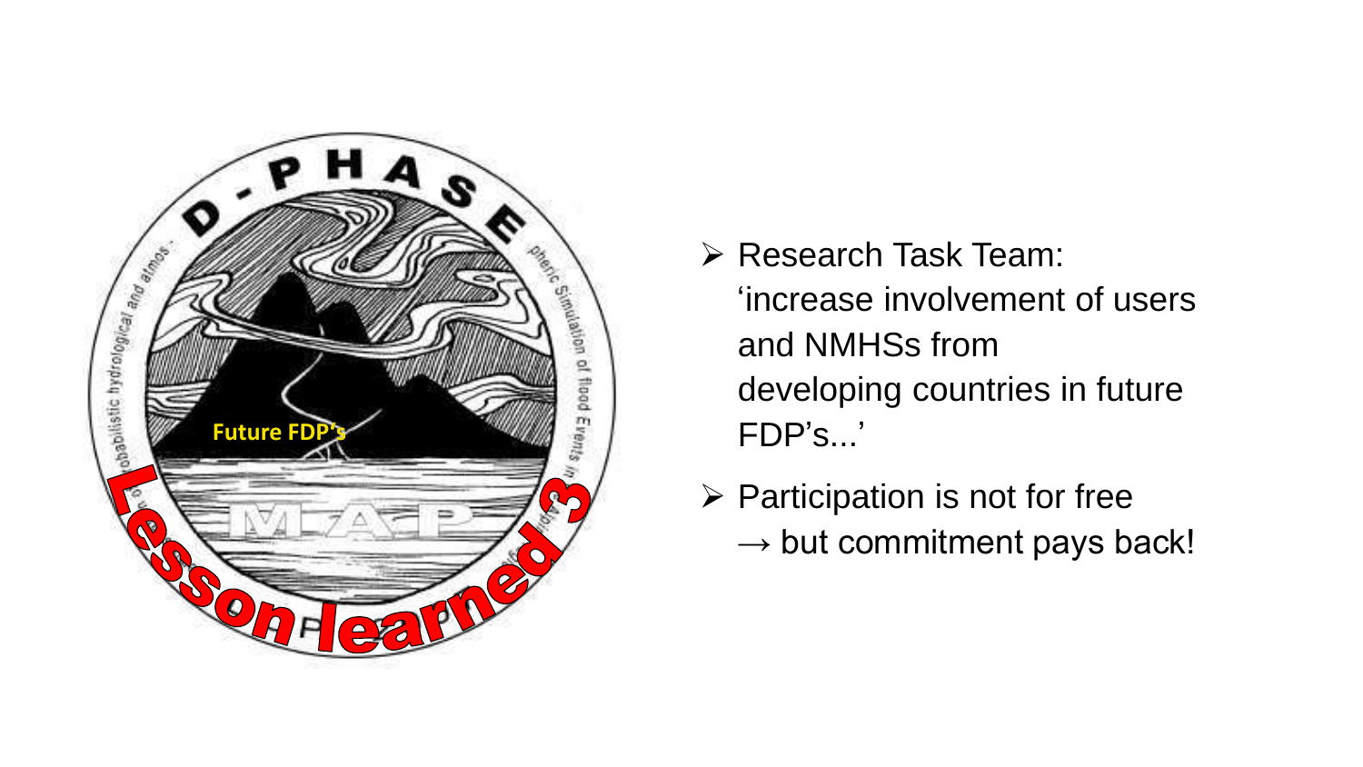Future FDP's

Lesson learned 3

- Research Task Team: 'increase involvement of users and NMHSs from developing countries in future FDP's...'
- Participation is not for free → but commitment pays back!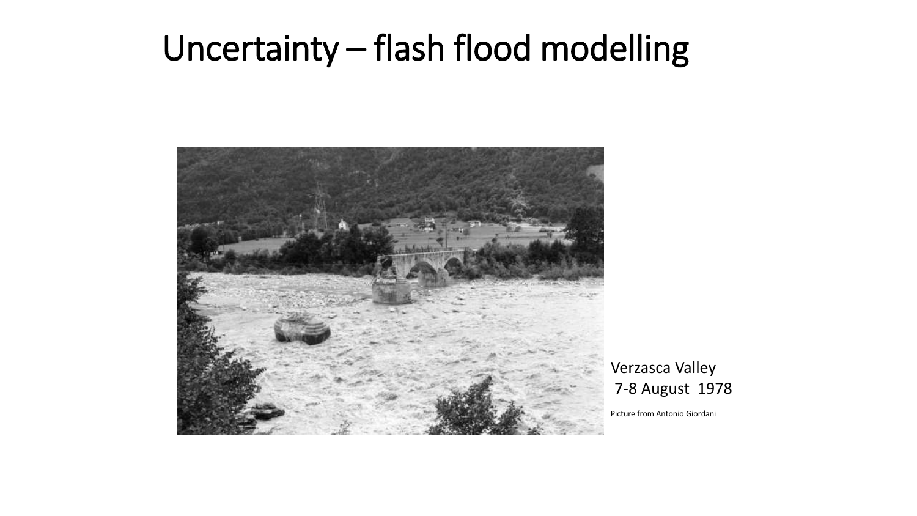# Uncertainty – flash flood modelling

Verzasca Valley
7-8 August 1978

Picture from Antonio Giordani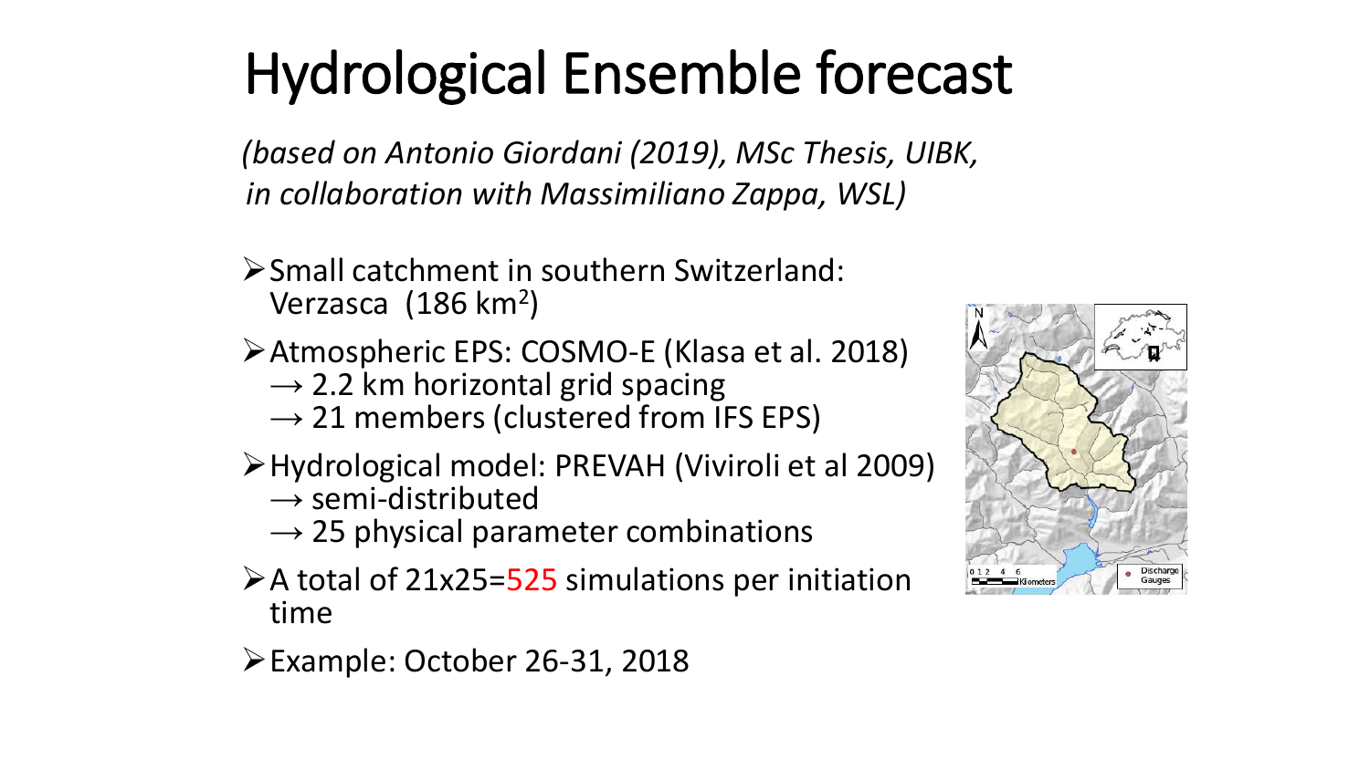# Hydrological Ensemble forecast

*(based on Antonio Giordani (2019), MSc Thesis, UIBK, in collaboration with Massimiliano Zappa, WSL)*

- Small catchment in southern Switzerland: Verzasca (186 km$^2$)
- Atmospheric EPS: COSMO-E (Klasa et al. 2018)
  → 2.2 km horizontal grid spacing
  → 21 members (clustered from IFS EPS)
- Hydrological model: PREVAH (Viviroli et al 2009)
  → semi-distributed
  → 25 physical parameter combinations
- A total of 21x25=525 simulations per initiation time
- Example: October 26-31, 2018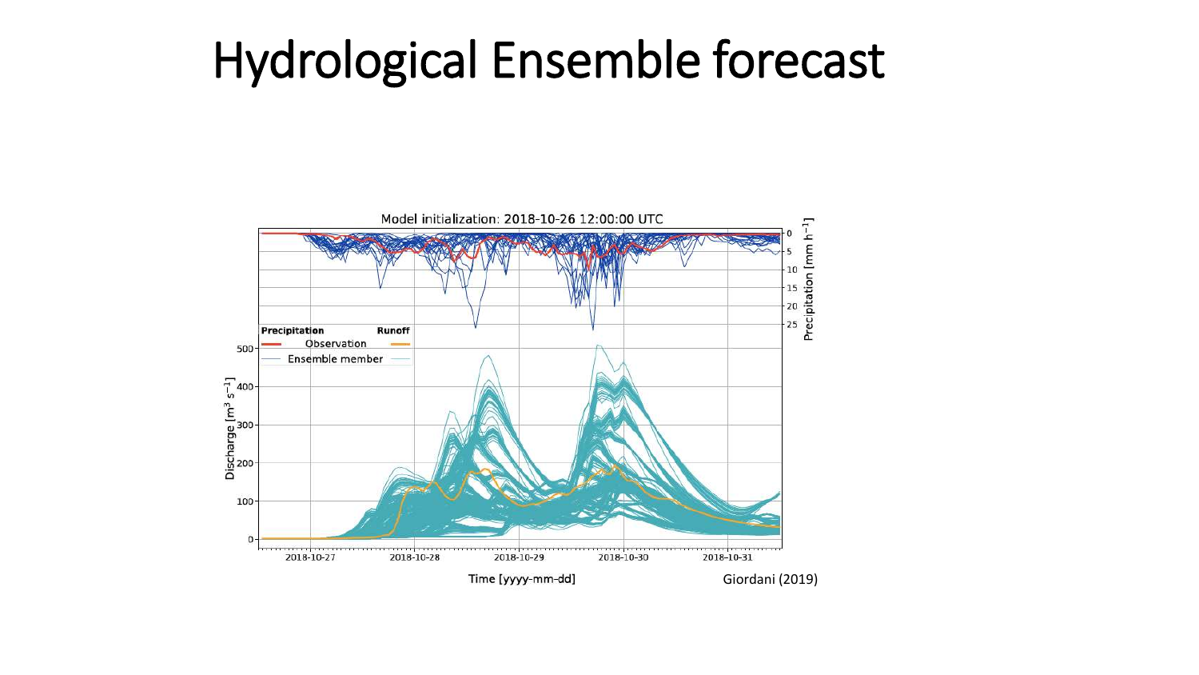# Hydrological Ensemble forecast

Giordani (2019)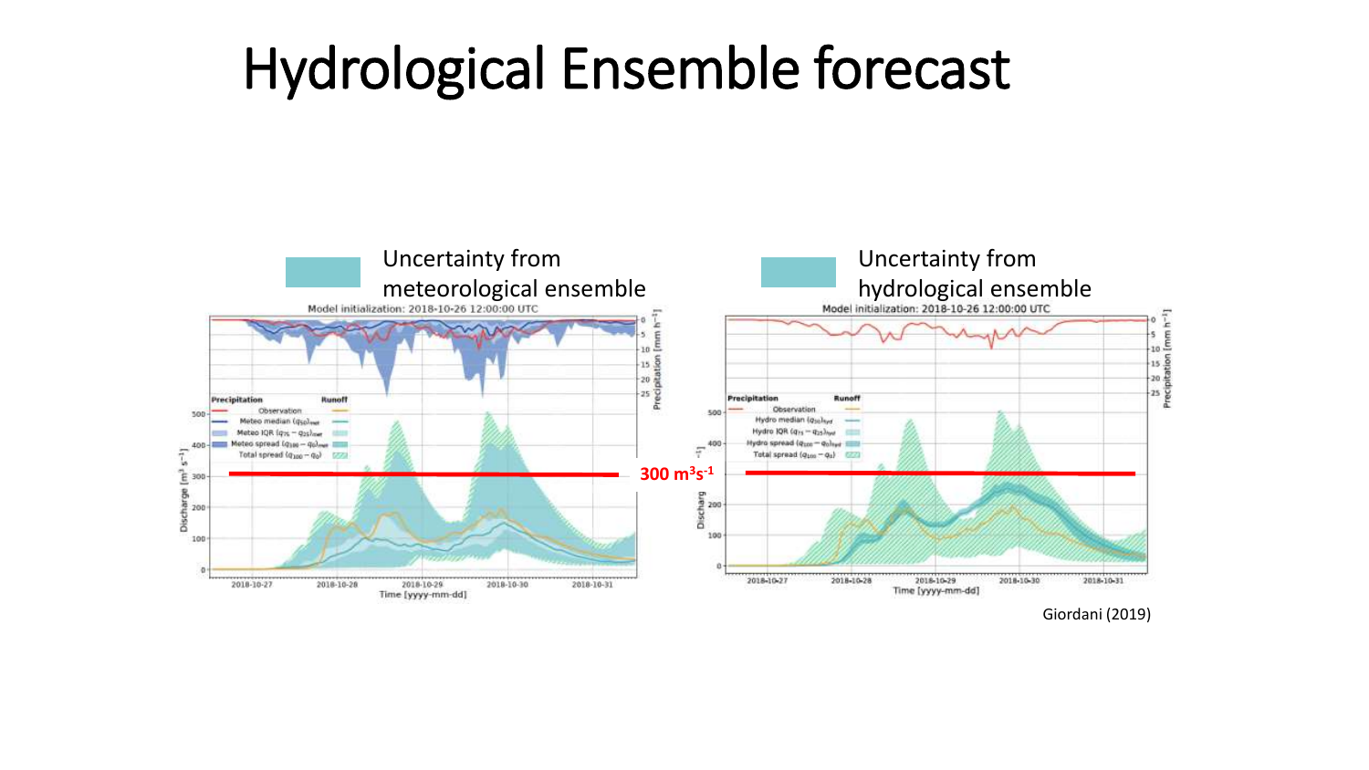# Hydrological Ensemble forecast

Uncertainty from meteorological ensemble

Uncertainty from hydrological ensemble

Model initialization: 2018-10-26 12:00:00 UTC

300 $m^3s^{-1}$

Giordani (2019)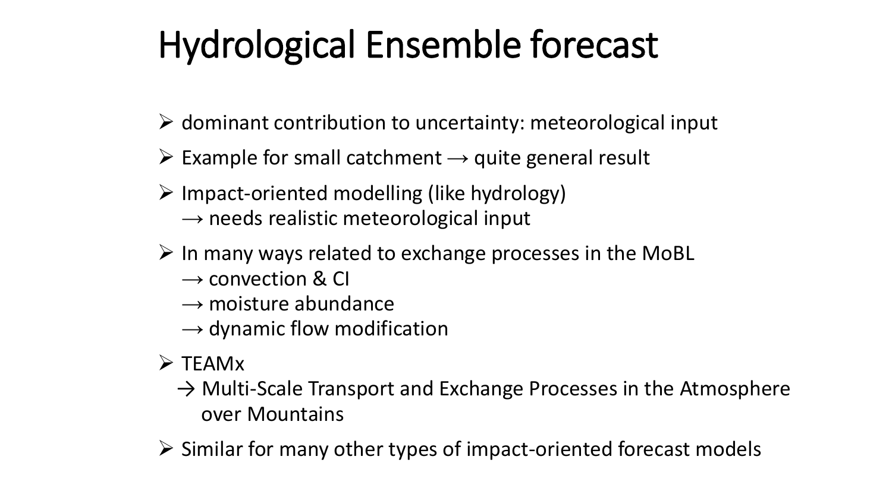# Hydrological Ensemble forecast

- dominant contribution to uncertainty: meteorological input
- Example for small catchment → quite general result
- Impact-oriented modelling (like hydrology)
  → needs realistic meteorological input
- In many ways related to exchange processes in the MoBL
  → convection & CI
  → moisture abundance
  → dynamic flow modification
- TEAMx
  → Multi-Scale Transport and Exchange Processes in the Atmosphere over Mountains
- Similar for many other types of impact-oriented forecast models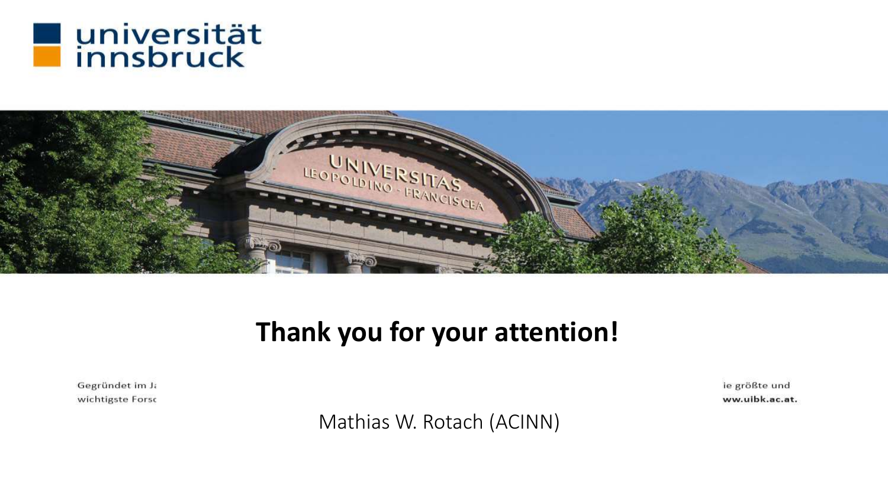universität innsbruck

# Thank you for your attention!

Gegründet im J

wichtigste Forsc

ie größte und

ww.uibk.ac.at.

Mathias W. Rotach (ACINN)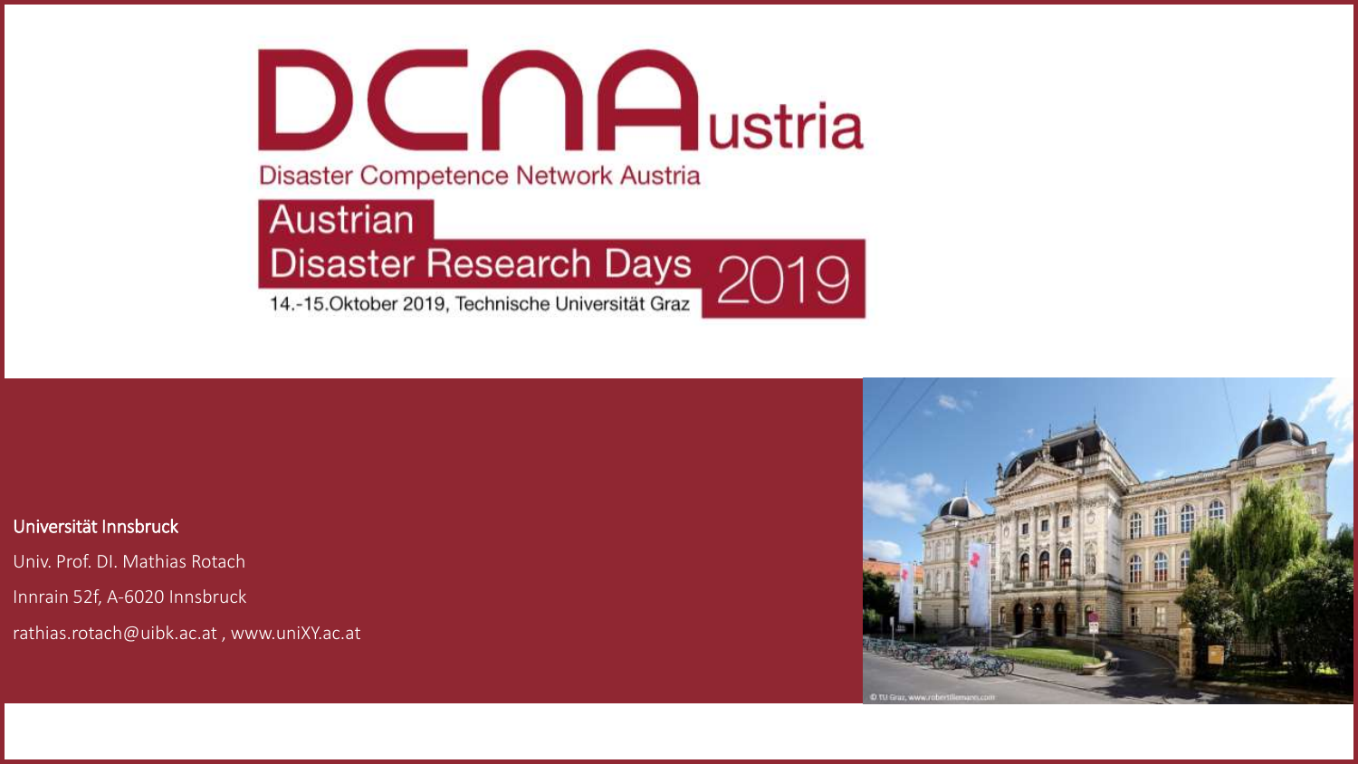# DCNAustria

Disaster Competence Network Austria

## Austrian Disaster Research Days 2019

14.-15.Oktober 2019, Technische Universität Graz

**Universität Innsbruck**

Univ. Prof. DI. Mathias Rotach

Innrain 52f, A-6020 Innsbruck

rathias.rotach@uibk.ac.at , www.uniXY.ac.at